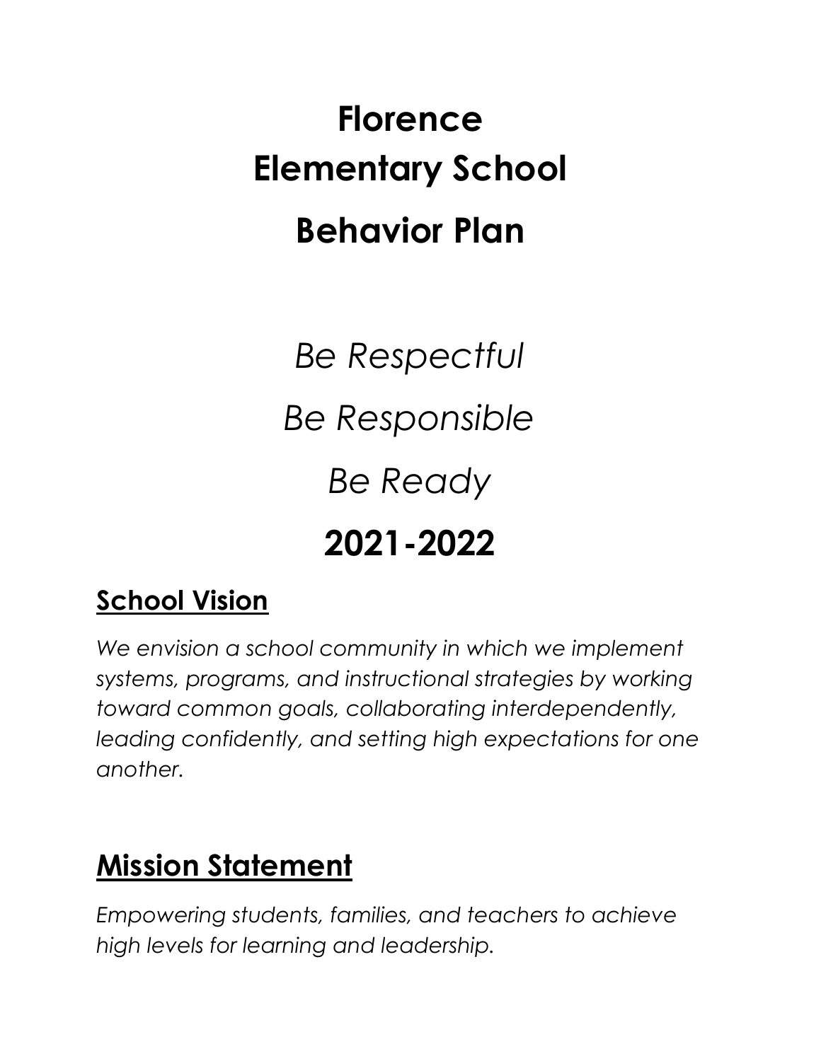# Florence Elementary School Behavior Plan

*Be Respectful*

*Be Responsible*

*Be Ready*

**2021-2022**

## School Vision

*We envision a school community in which we implement systems, programs, and instructional strategies by working toward common goals, collaborating interdependently, leading confidently, and setting high expectations for one another.*

## Mission Statement

*Empowering students, families, and teachers to achieve high levels for learning and leadership.*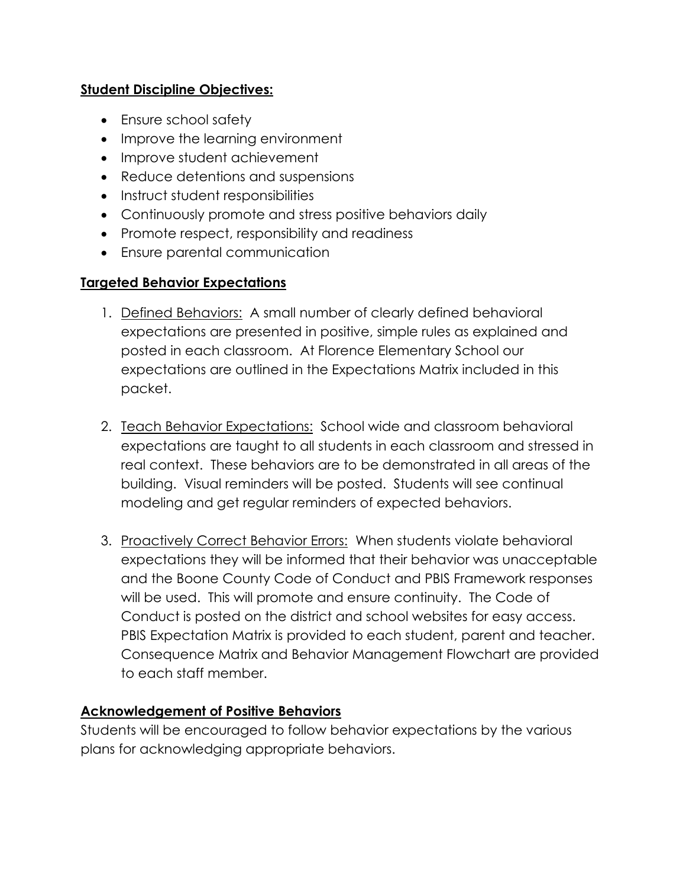**Student Discipline Objectives:**

- Ensure school safety
- Improve the learning environment
- Improve student achievement
- Reduce detentions and suspensions
- Instruct student responsibilities
- Continuously promote and stress positive behaviors daily
- Promote respect, responsibility and readiness
- Ensure parental communication

**Targeted Behavior Expectations**

1. Defined Behaviors: A small number of clearly defined behavioral expectations are presented in positive, simple rules as explained and posted in each classroom. At Florence Elementary School our expectations are outlined in the Expectations Matrix included in this packet.

2. Teach Behavior Expectations: School wide and classroom behavioral expectations are taught to all students in each classroom and stressed in real context. These behaviors are to be demonstrated in all areas of the building. Visual reminders will be posted. Students will see continual modeling and get regular reminders of expected behaviors.

3. Proactively Correct Behavior Errors: When students violate behavioral expectations they will be informed that their behavior was unacceptable and the Boone County Code of Conduct and PBIS Framework responses will be used. This will promote and ensure continuity. The Code of Conduct is posted on the district and school websites for easy access. PBIS Expectation Matrix is provided to each student, parent and teacher. Consequence Matrix and Behavior Management Flowchart are provided to each staff member.

**Acknowledgement of Positive Behaviors**

Students will be encouraged to follow behavior expectations by the various plans for acknowledging appropriate behaviors.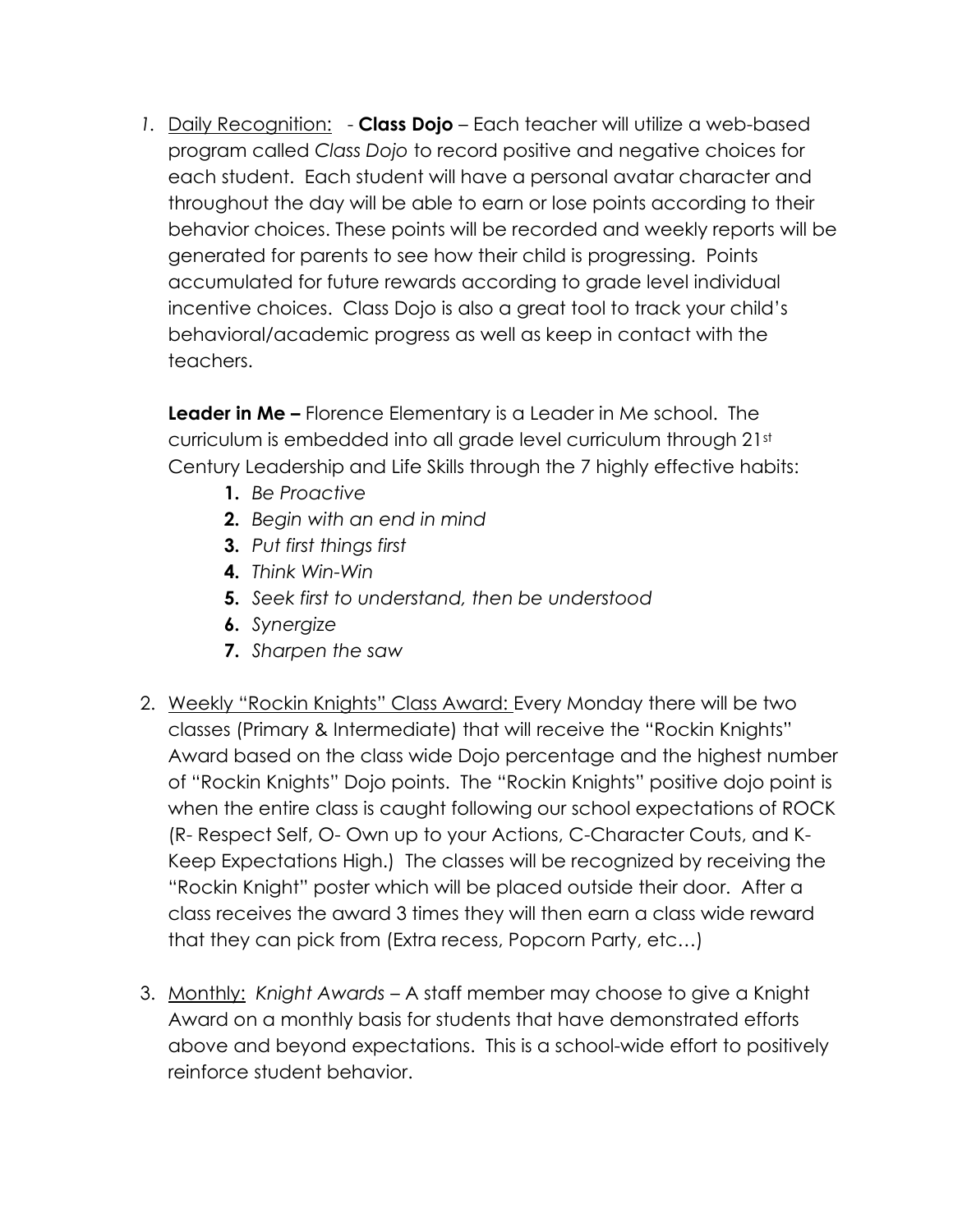1. <u>Daily Recognition:</u> - **Class Dojo** – Each teacher will utilize a web-based program called *Class Dojo* to record positive and negative choices for each student. Each student will have a personal avatar character and throughout the day will be able to earn or lose points according to their behavior choices. These points will be recorded and weekly reports will be generated for parents to see how their child is progressing. Points accumulated for future rewards according to grade level individual incentive choices. Class Dojo is also a great tool to track your child's behavioral/academic progress as well as keep in contact with the teachers.

   **Leader in Me –** Florence Elementary is a Leader in Me school. The curriculum is embedded into all grade level curriculum through 21st Century Leadership and Life Skills through the 7 highly effective habits:

   1. *Be Proactive*
   2. *Begin with an end in mind*
   3. *Put first things first*
   4. *Think Win-Win*
   5. *Seek first to understand, then be understood*
   6. *Synergize*
   7. *Sharpen the saw*

2. <u>Weekly "Rockin Knights" Class Award:</u> Every Monday there will be two classes (Primary & Intermediate) that will receive the "Rockin Knights" Award based on the class wide Dojo percentage and the highest number of "Rockin Knights" Dojo points. The "Rockin Knights" positive dojo point is when the entire class is caught following our school expectations of ROCK (R- Respect Self, O- Own up to your Actions, C-Character Couts, and K- Keep Expectations High.) The classes will be recognized by receiving the "Rockin Knight" poster which will be placed outside their door. After a class receives the award 3 times they will then earn a class wide reward that they can pick from (Extra recess, Popcorn Party, etc…)

3. <u>Monthly:</u> *Knight Awards* – A staff member may choose to give a Knight Award on a monthly basis for students that have demonstrated efforts above and beyond expectations. This is a school-wide effort to positively reinforce student behavior.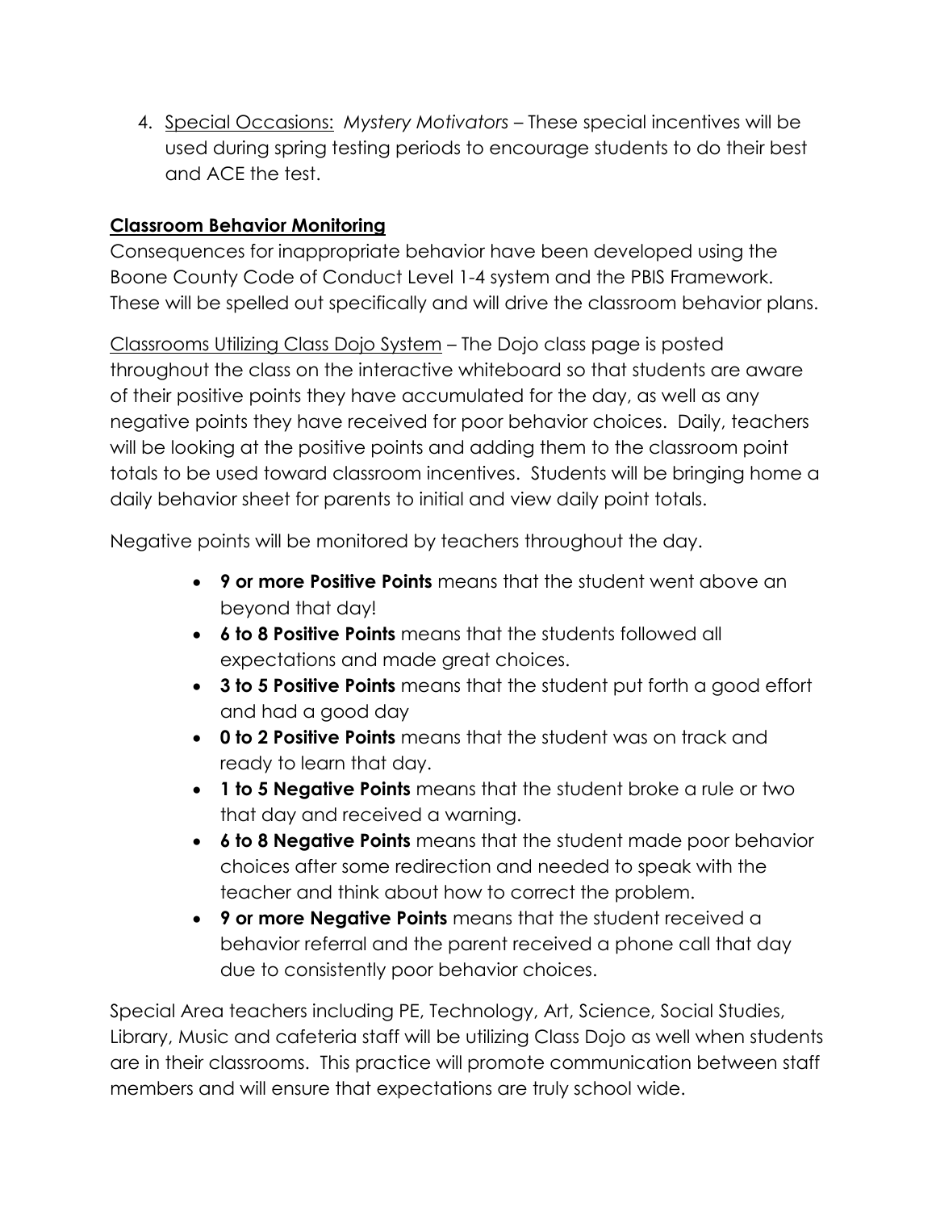4. Special Occasions: *Mystery Motivators* – These special incentives will be used during spring testing periods to encourage students to do their best and ACE the test.

**Classroom Behavior Monitoring**

Consequences for inappropriate behavior have been developed using the Boone County Code of Conduct Level 1-4 system and the PBIS Framework. These will be spelled out specifically and will drive the classroom behavior plans.

Classrooms Utilizing Class Dojo System – The Dojo class page is posted throughout the class on the interactive whiteboard so that students are aware of their positive points they have accumulated for the day, as well as any negative points they have received for poor behavior choices. Daily, teachers will be looking at the positive points and adding them to the classroom point totals to be used toward classroom incentives. Students will be bringing home a daily behavior sheet for parents to initial and view daily point totals.

Negative points will be monitored by teachers throughout the day.

- **9 or more Positive Points** means that the student went above an beyond that day!
- **6 to 8 Positive Points** means that the students followed all expectations and made great choices.
- **3 to 5 Positive Points** means that the student put forth a good effort and had a good day
- **0 to 2 Positive Points** means that the student was on track and ready to learn that day.
- **1 to 5 Negative Points** means that the student broke a rule or two that day and received a warning.
- **6 to 8 Negative Points** means that the student made poor behavior choices after some redirection and needed to speak with the teacher and think about how to correct the problem.
- **9 or more Negative Points** means that the student received a behavior referral and the parent received a phone call that day due to consistently poor behavior choices.

Special Area teachers including PE, Technology, Art, Science, Social Studies, Library, Music and cafeteria staff will be utilizing Class Dojo as well when students are in their classrooms. This practice will promote communication between staff members and will ensure that expectations are truly school wide.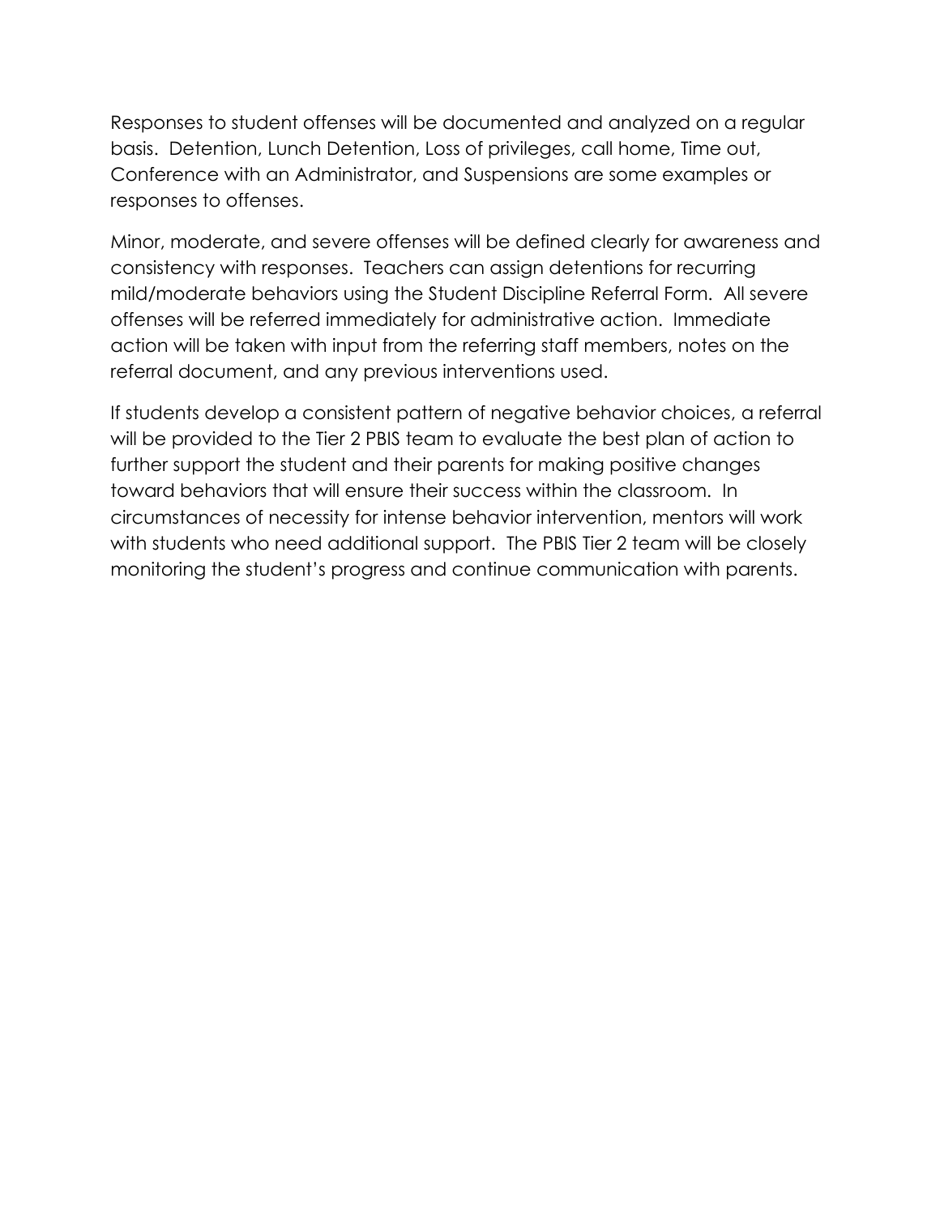Responses to student offenses will be documented and analyzed on a regular basis.  Detention, Lunch Detention, Loss of privileges, call home, Time out, Conference with an Administrator, and Suspensions are some examples or responses to offenses.

Minor, moderate, and severe offenses will be defined clearly for awareness and consistency with responses.  Teachers can assign detentions for recurring mild/moderate behaviors using the Student Discipline Referral Form.  All severe offenses will be referred immediately for administrative action.  Immediate action will be taken with input from the referring staff members, notes on the referral document, and any previous interventions used.

If students develop a consistent pattern of negative behavior choices, a referral will be provided to the Tier 2 PBIS team to evaluate the best plan of action to further support the student and their parents for making positive changes toward behaviors that will ensure their success within the classroom.  In circumstances of necessity for intense behavior intervention, mentors will work with students who need additional support.  The PBIS Tier 2 team will be closely monitoring the student's progress and continue communication with parents.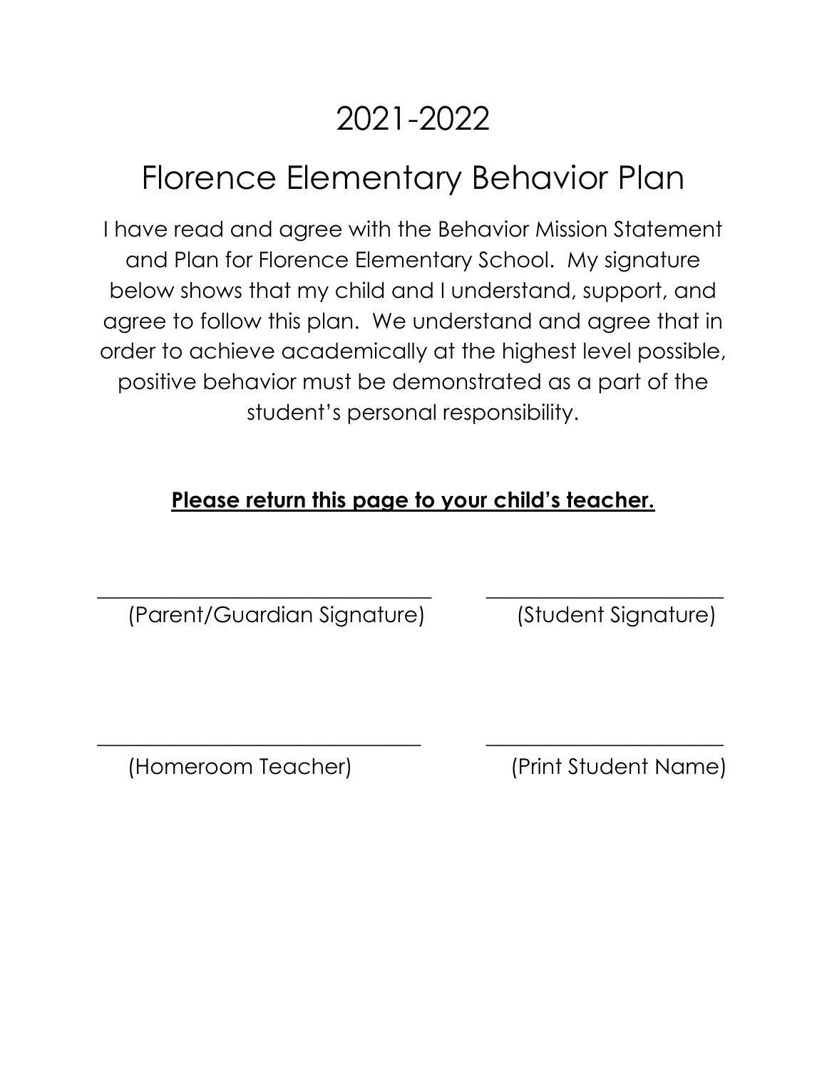# 2021-2022

# Florence Elementary Behavior Plan

I have read and agree with the Behavior Mission Statement and Plan for Florence Elementary School. My signature below shows that my child and I understand, support, and agree to follow this plan. We understand and agree that in order to achieve academically at the highest level possible, positive behavior must be demonstrated as a part of the student's personal responsibility.

**Please return this page to your child's teacher.**

_________________________________ (Parent/Guardian Signature)

_______________________ (Student Signature)

_______________________________ (Homeroom Teacher)

_______________________ (Print Student Name)